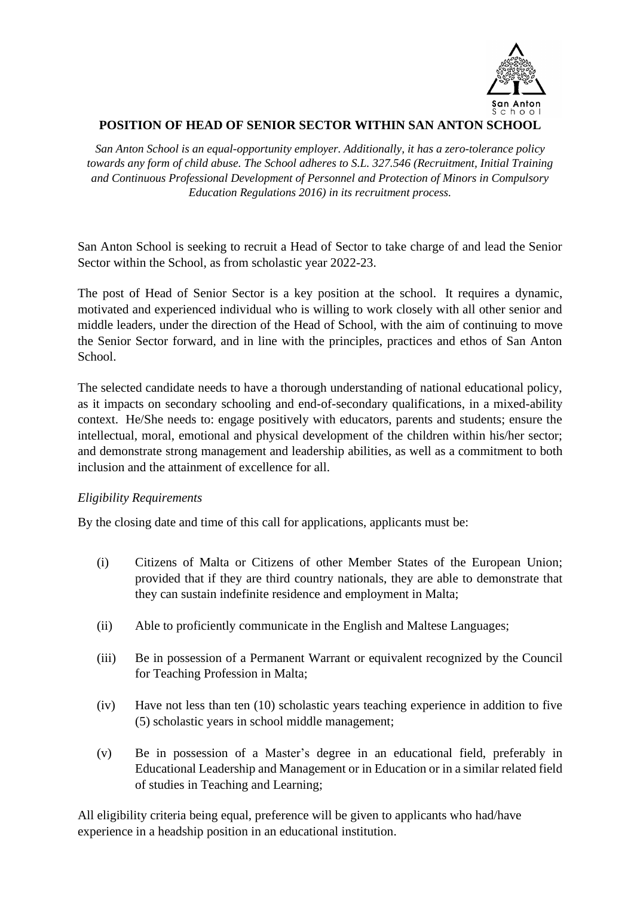# POSITION OF HEAD OF SENIOR SECTOR WITHIN SAN ANTON SCHOOL

*San Anton School is an equal-opportunity employer. Additionally, it has a zero-tolerance policy towards any form of child abuse. The School adheres to S.L. 327.546 (Recruitment, Initial Training and Continuous Professional Development of Personnel and Protection of Minors in Compulsory Education Regulations 2016) in its recruitment process.*

San Anton School is seeking to recruit a Head of Sector to take charge of and lead the Senior Sector within the School, as from scholastic year 2022-23.

The post of Head of Senior Sector is a key position at the school. It requires a dynamic, motivated and experienced individual who is willing to work closely with all other senior and middle leaders, under the direction of the Head of School, with the aim of continuing to move the Senior Sector forward, and in line with the principles, practices and ethos of San Anton School.

The selected candidate needs to have a thorough understanding of national educational policy, as it impacts on secondary schooling and end-of-secondary qualifications, in a mixed-ability context. He/She needs to: engage positively with educators, parents and students; ensure the intellectual, moral, emotional and physical development of the children within his/her sector; and demonstrate strong management and leadership abilities, as well as a commitment to both inclusion and the attainment of excellence for all.

*Eligibility Requirements*

By the closing date and time of this call for applications, applicants must be:

(i) Citizens of Malta or Citizens of other Member States of the European Union; provided that if they are third country nationals, they are able to demonstrate that they can sustain indefinite residence and employment in Malta;

(ii) Able to proficiently communicate in the English and Maltese Languages;

(iii) Be in possession of a Permanent Warrant or equivalent recognized by the Council for Teaching Profession in Malta;

(iv) Have not less than ten (10) scholastic years teaching experience in addition to five (5) scholastic years in school middle management;

(v) Be in possession of a Master's degree in an educational field, preferably in Educational Leadership and Management or in Education or in a similar related field of studies in Teaching and Learning;

All eligibility criteria being equal, preference will be given to applicants who had/have experience in a headship position in an educational institution.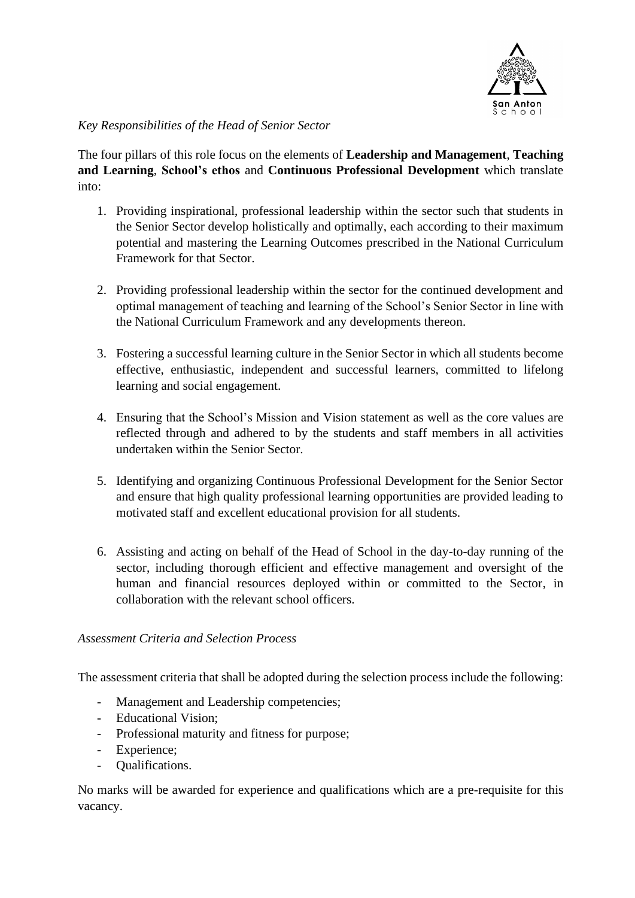*Key Responsibilities of the Head of Senior Sector*

The four pillars of this role focus on the elements of **Leadership and Management**, **Teaching and Learning**, **School's ethos** and **Continuous Professional Development** which translate into:

1. Providing inspirational, professional leadership within the sector such that students in the Senior Sector develop holistically and optimally, each according to their maximum potential and mastering the Learning Outcomes prescribed in the National Curriculum Framework for that Sector.

2. Providing professional leadership within the sector for the continued development and optimal management of teaching and learning of the School's Senior Sector in line with the National Curriculum Framework and any developments thereon.

3. Fostering a successful learning culture in the Senior Sector in which all students become effective, enthusiastic, independent and successful learners, committed to lifelong learning and social engagement.

4. Ensuring that the School's Mission and Vision statement as well as the core values are reflected through and adhered to by the students and staff members in all activities undertaken within the Senior Sector.

5. Identifying and organizing Continuous Professional Development for the Senior Sector and ensure that high quality professional learning opportunities are provided leading to motivated staff and excellent educational provision for all students.

6. Assisting and acting on behalf of the Head of School in the day-to-day running of the sector, including thorough efficient and effective management and oversight of the human and financial resources deployed within or committed to the Sector, in collaboration with the relevant school officers.

*Assessment Criteria and Selection Process*

The assessment criteria that shall be adopted during the selection process include the following:

- Management and Leadership competencies;
- Educational Vision;
- Professional maturity and fitness for purpose;
- Experience;
- Qualifications.

No marks will be awarded for experience and qualifications which are a pre-requisite for this vacancy.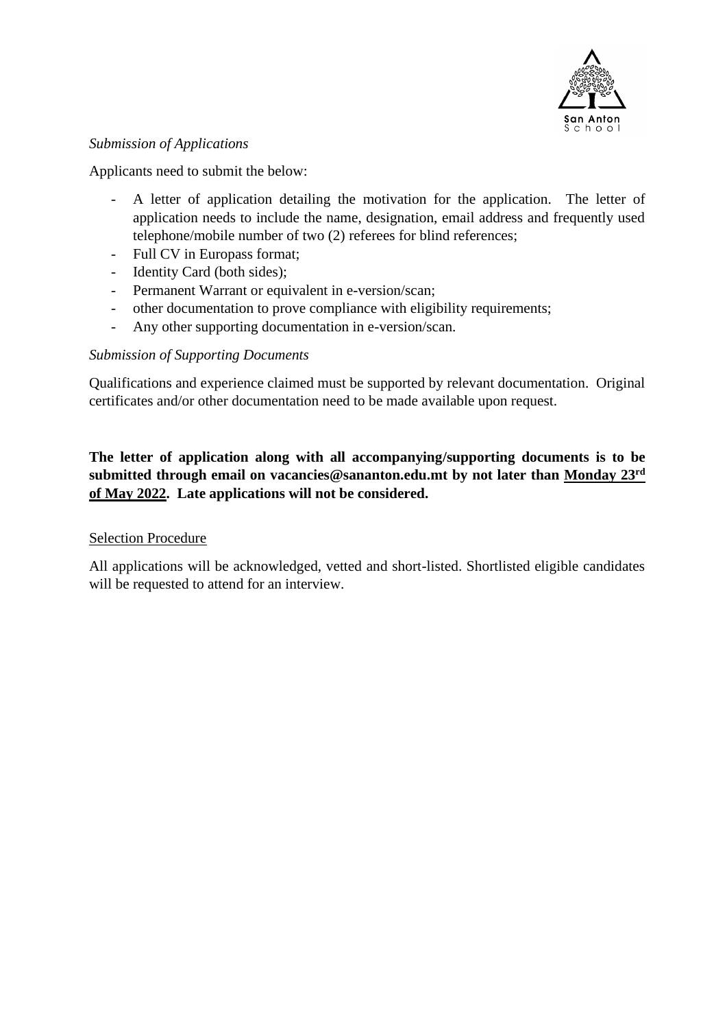*Submission of Applications*

Applicants need to submit the below:

- A letter of application detailing the motivation for the application. The letter of application needs to include the name, designation, email address and frequently used telephone/mobile number of two (2) referees for blind references;
- Full CV in Europass format;
- Identity Card (both sides);
- Permanent Warrant or equivalent in e-version/scan;
- other documentation to prove compliance with eligibility requirements;
- Any other supporting documentation in e-version/scan.

*Submission of Supporting Documents*

Qualifications and experience claimed must be supported by relevant documentation. Original certificates and/or other documentation need to be made available upon request.

**The letter of application along with all accompanying/supporting documents is to be submitted through email on vacancies@sananton.edu.mt by not later than Monday 23rd of May 2022. Late applications will not be considered.**

Selection Procedure

All applications will be acknowledged, vetted and short-listed. Shortlisted eligible candidates will be requested to attend for an interview.